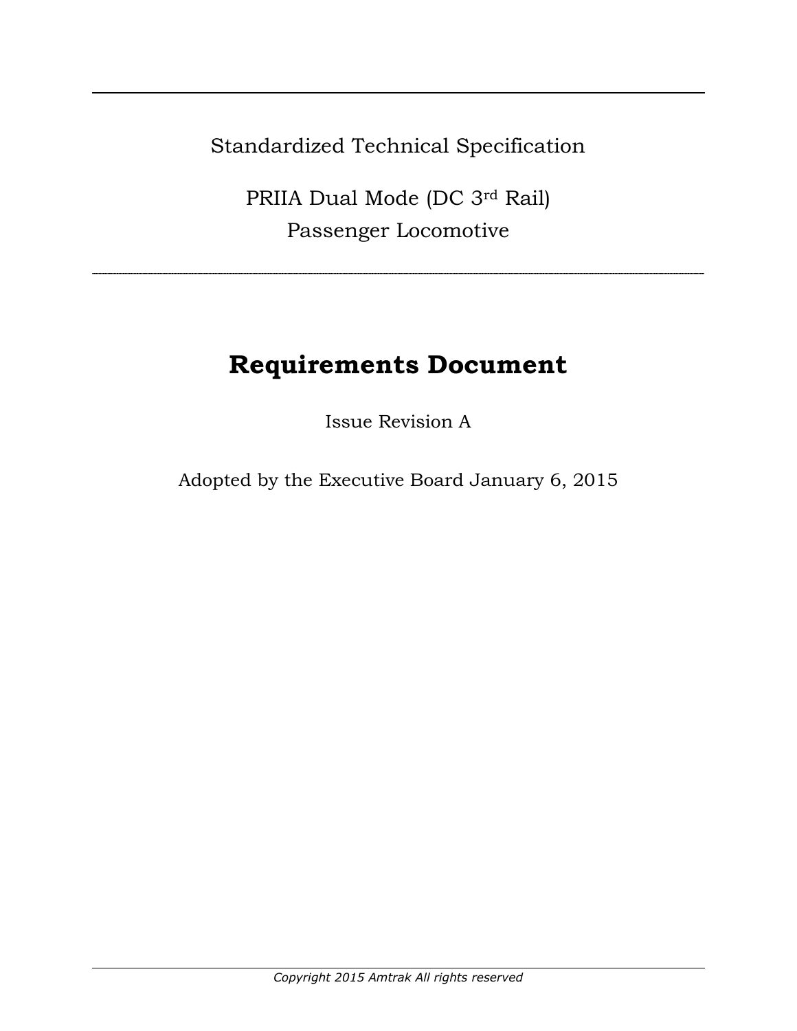Standardized Technical Specification

PRIIA Dual Mode (DC 3[rd] Rail)
Passenger Locomotive

# Requirements Document

Issue Revision A

Adopted by the Executive Board January 6, 2015

*Copyright 2015 Amtrak All rights reserved*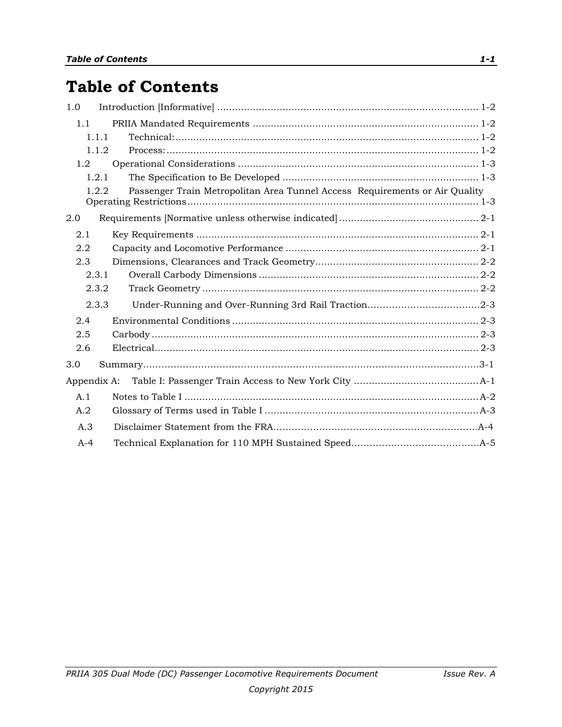# Table of Contents

1.0 Introduction [Informative] ........................................................................................ 1-2

- 1.1 PRIIA Mandated Requirements ............................................................................ 1-2
  - 1.1.1 Technical: ....................................................................................................... 1-2
  - 1.1.2 Process: ......................................................................................................... 1-2
- 1.2 Operational Considerations ................................................................................. 1-3
  - 1.2.1 The Specification to Be Developed .................................................................. 1-3
  - 1.2.2 Passenger Train Metropolitan Area Tunnel Access Requirements or Air Quality Operating Restrictions ................................................................................................... 1-3

2.0 Requirements [Normative unless otherwise indicated] ............................................... 2-1

- 2.1 Key Requirements ............................................................................................... 2-1
- 2.2 Capacity and Locomotive Performance ................................................................. 2-1
- 2.3 Dimensions, Clearances and Track Geometry ....................................................... 2-2
  - 2.3.1 Overall Carbody Dimensions .......................................................................... 2-2
  - 2.3.2 Track Geometry ............................................................................................. 2-2
  - 2.3.3 Under-Running and Over-Running 3rd Rail Traction ..................................... 2-3
- 2.4 Environmental Conditions ................................................................................... 2-3
- 2.5 Carbody .............................................................................................................. 2-3
- 2.6 Electrical ............................................................................................................. 2-3

3.0 Summary ................................................................................................................ 3-1

Appendix A: Table I: Passenger Train Access to New York City .......................................... A-1

- A.1 Notes to Table I ................................................................................................... A-2
- A.2 Glossary of Terms used in Table I ........................................................................ A-3
- A.3 Disclaimer Statement from the FRA ................................................................... A-4
- A-4 Technical Explanation for 110 MPH Sustained Speed .......................................... A-5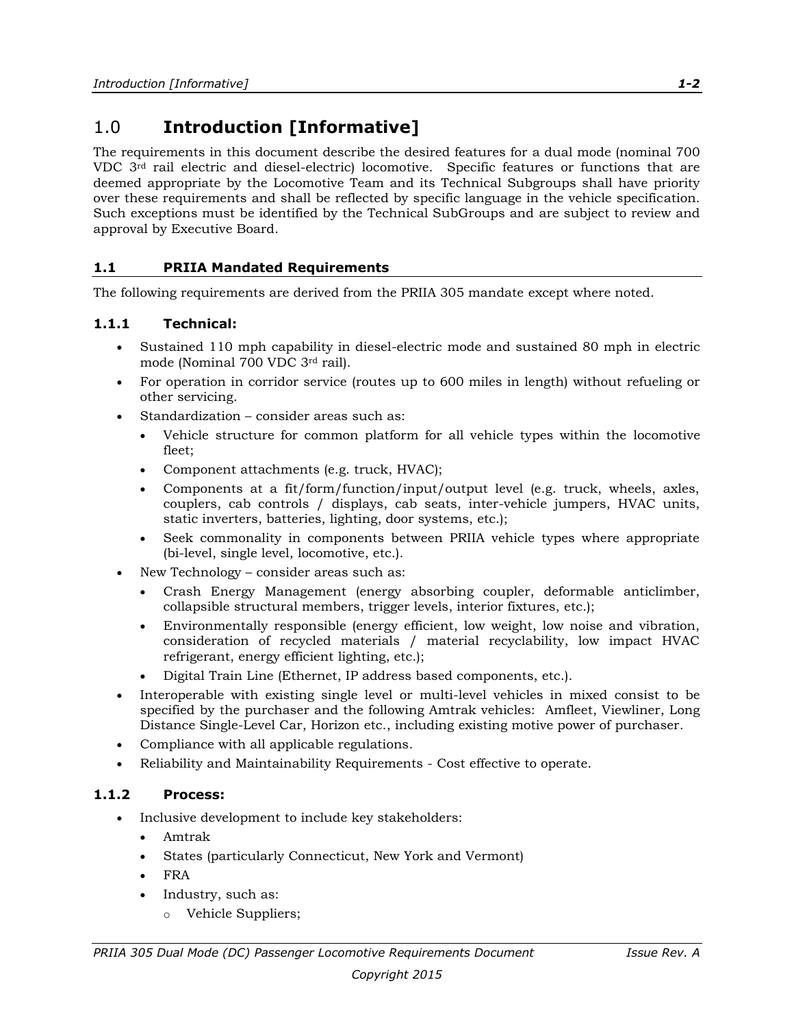# 1.0 Introduction [Informative]

The requirements in this document describe the desired features for a dual mode (nominal 700 VDC 3rd rail electric and diesel-electric) locomotive. Specific features or functions that are deemed appropriate by the Locomotive Team and its Technical Subgroups shall have priority over these requirements and shall be reflected by specific language in the vehicle specification. Such exceptions must be identified by the Technical SubGroups and are subject to review and approval by Executive Board.

## 1.1 PRIIA Mandated Requirements

The following requirements are derived from the PRIIA 305 mandate except where noted.

### 1.1.1 Technical:

- Sustained 110 mph capability in diesel-electric mode and sustained 80 mph in electric mode (Nominal 700 VDC 3rd rail).
- For operation in corridor service (routes up to 600 miles in length) without refueling or other servicing.
- Standardization – consider areas such as:
  - Vehicle structure for common platform for all vehicle types within the locomotive fleet;
  - Component attachments (e.g. truck, HVAC);
  - Components at a fit/form/function/input/output level (e.g. truck, wheels, axles, couplers, cab controls / displays, cab seats, inter-vehicle jumpers, HVAC units, static inverters, batteries, lighting, door systems, etc.);
  - Seek commonality in components between PRIIA vehicle types where appropriate (bi-level, single level, locomotive, etc.).
- New Technology – consider areas such as:
  - Crash Energy Management (energy absorbing coupler, deformable anticlimber, collapsible structural members, trigger levels, interior fixtures, etc.);
  - Environmentally responsible (energy efficient, low weight, low noise and vibration, consideration of recycled materials / material recyclability, low impact HVAC refrigerant, energy efficient lighting, etc.);
  - Digital Train Line (Ethernet, IP address based components, etc.).
- Interoperable with existing single level or multi-level vehicles in mixed consist to be specified by the purchaser and the following Amtrak vehicles: Amfleet, Viewliner, Long Distance Single-Level Car, Horizon etc., including existing motive power of purchaser.
- Compliance with all applicable regulations.
- Reliability and Maintainability Requirements - Cost effective to operate.

### 1.1.2 Process:

- Inclusive development to include key stakeholders:
  - Amtrak
  - States (particularly Connecticut, New York and Vermont)
  - FRA
  - Industry, such as:
    - Vehicle Suppliers;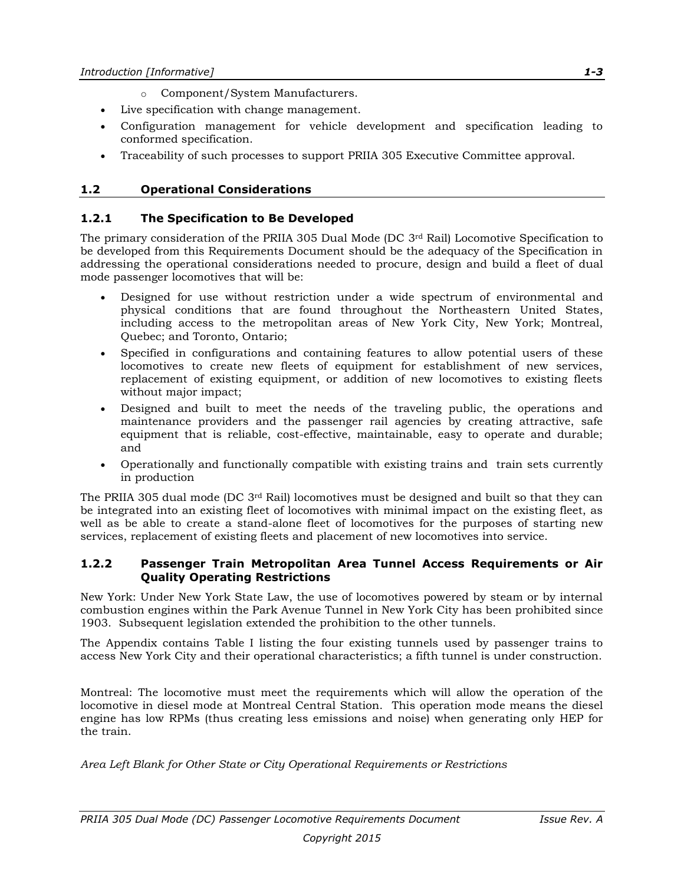- Component/System Manufacturers.

- Live specification with change management.
- Configuration management for vehicle development and specification leading to conformed specification.
- Traceability of such processes to support PRIIA 305 Executive Committee approval.

## 1.2 Operational Considerations

### 1.2.1 The Specification to Be Developed

The primary consideration of the PRIIA 305 Dual Mode (DC 3rd Rail) Locomotive Specification to be developed from this Requirements Document should be the adequacy of the Specification in addressing the operational considerations needed to procure, design and build a fleet of dual mode passenger locomotives that will be:

- Designed for use without restriction under a wide spectrum of environmental and physical conditions that are found throughout the Northeastern United States, including access to the metropolitan areas of New York City, New York; Montreal, Quebec; and Toronto, Ontario;
- Specified in configurations and containing features to allow potential users of these locomotives to create new fleets of equipment for establishment of new services, replacement of existing equipment, or addition of new locomotives to existing fleets without major impact;
- Designed and built to meet the needs of the traveling public, the operations and maintenance providers and the passenger rail agencies by creating attractive, safe equipment that is reliable, cost-effective, maintainable, easy to operate and durable; and
- Operationally and functionally compatible with existing trains and train sets currently in production

The PRIIA 305 dual mode (DC 3rd Rail) locomotives must be designed and built so that they can be integrated into an existing fleet of locomotives with minimal impact on the existing fleet, as well as be able to create a stand-alone fleet of locomotives for the purposes of starting new services, replacement of existing fleets and placement of new locomotives into service.

### 1.2.2 Passenger Train Metropolitan Area Tunnel Access Requirements or Air Quality Operating Restrictions

New York: Under New York State Law, the use of locomotives powered by steam or by internal combustion engines within the Park Avenue Tunnel in New York City has been prohibited since 1903. Subsequent legislation extended the prohibition to the other tunnels.

The Appendix contains Table I listing the four existing tunnels used by passenger trains to access New York City and their operational characteristics; a fifth tunnel is under construction.

Montreal: The locomotive must meet the requirements which will allow the operation of the locomotive in diesel mode at Montreal Central Station. This operation mode means the diesel engine has low RPMs (thus creating less emissions and noise) when generating only HEP for the train.

*Area Left Blank for Other State or City Operational Requirements or Restrictions*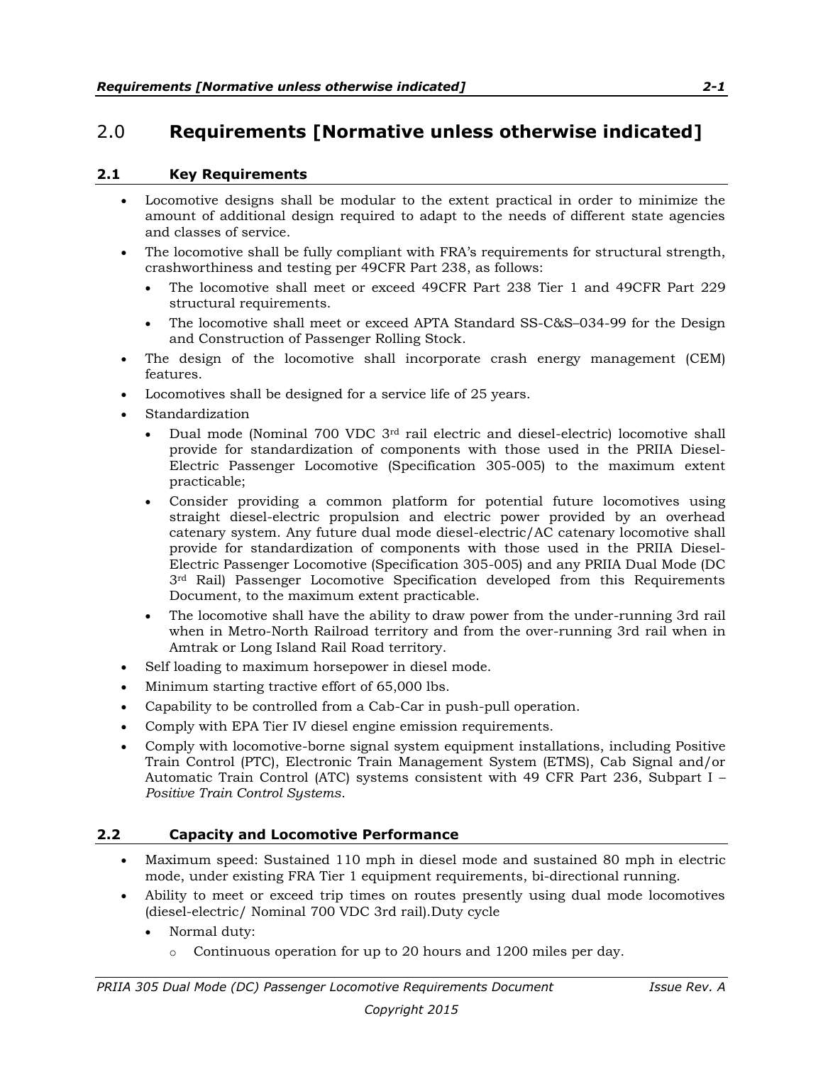# 2.0 Requirements [Normative unless otherwise indicated]

## 2.1 Key Requirements

- Locomotive designs shall be modular to the extent practical in order to minimize the amount of additional design required to adapt to the needs of different state agencies and classes of service.
- The locomotive shall be fully compliant with FRA's requirements for structural strength, crashworthiness and testing per 49CFR Part 238, as follows:
  - The locomotive shall meet or exceed 49CFR Part 238 Tier 1 and 49CFR Part 229 structural requirements.
  - The locomotive shall meet or exceed APTA Standard SS-C&S–034-99 for the Design and Construction of Passenger Rolling Stock.
- The design of the locomotive shall incorporate crash energy management (CEM) features.
- Locomotives shall be designed for a service life of 25 years.
- Standardization
  - Dual mode (Nominal 700 VDC 3rd rail electric and diesel-electric) locomotive shall provide for standardization of components with those used in the PRIIA Diesel-Electric Passenger Locomotive (Specification 305-005) to the maximum extent practicable;
  - Consider providing a common platform for potential future locomotives using straight diesel-electric propulsion and electric power provided by an overhead catenary system. Any future dual mode diesel-electric/AC catenary locomotive shall provide for standardization of components with those used in the PRIIA Diesel-Electric Passenger Locomotive (Specification 305-005) and any PRIIA Dual Mode (DC 3rd Rail) Passenger Locomotive Specification developed from this Requirements Document, to the maximum extent practicable.
  - The locomotive shall have the ability to draw power from the under-running 3rd rail when in Metro-North Railroad territory and from the over-running 3rd rail when in Amtrak or Long Island Rail Road territory.
- Self loading to maximum horsepower in diesel mode.
- Minimum starting tractive effort of 65,000 lbs.
- Capability to be controlled from a Cab-Car in push-pull operation.
- Comply with EPA Tier IV diesel engine emission requirements.
- Comply with locomotive-borne signal system equipment installations, including Positive Train Control (PTC), Electronic Train Management System (ETMS), Cab Signal and/or Automatic Train Control (ATC) systems consistent with 49 CFR Part 236, Subpart I – *Positive Train Control Systems*.

## 2.2 Capacity and Locomotive Performance

- Maximum speed: Sustained 110 mph in diesel mode and sustained 80 mph in electric mode, under existing FRA Tier 1 equipment requirements, bi-directional running.
- Ability to meet or exceed trip times on routes presently using dual mode locomotives (diesel-electric/ Nominal 700 VDC 3rd rail).Duty cycle
  - Normal duty:
    - Continuous operation for up to 20 hours and 1200 miles per day.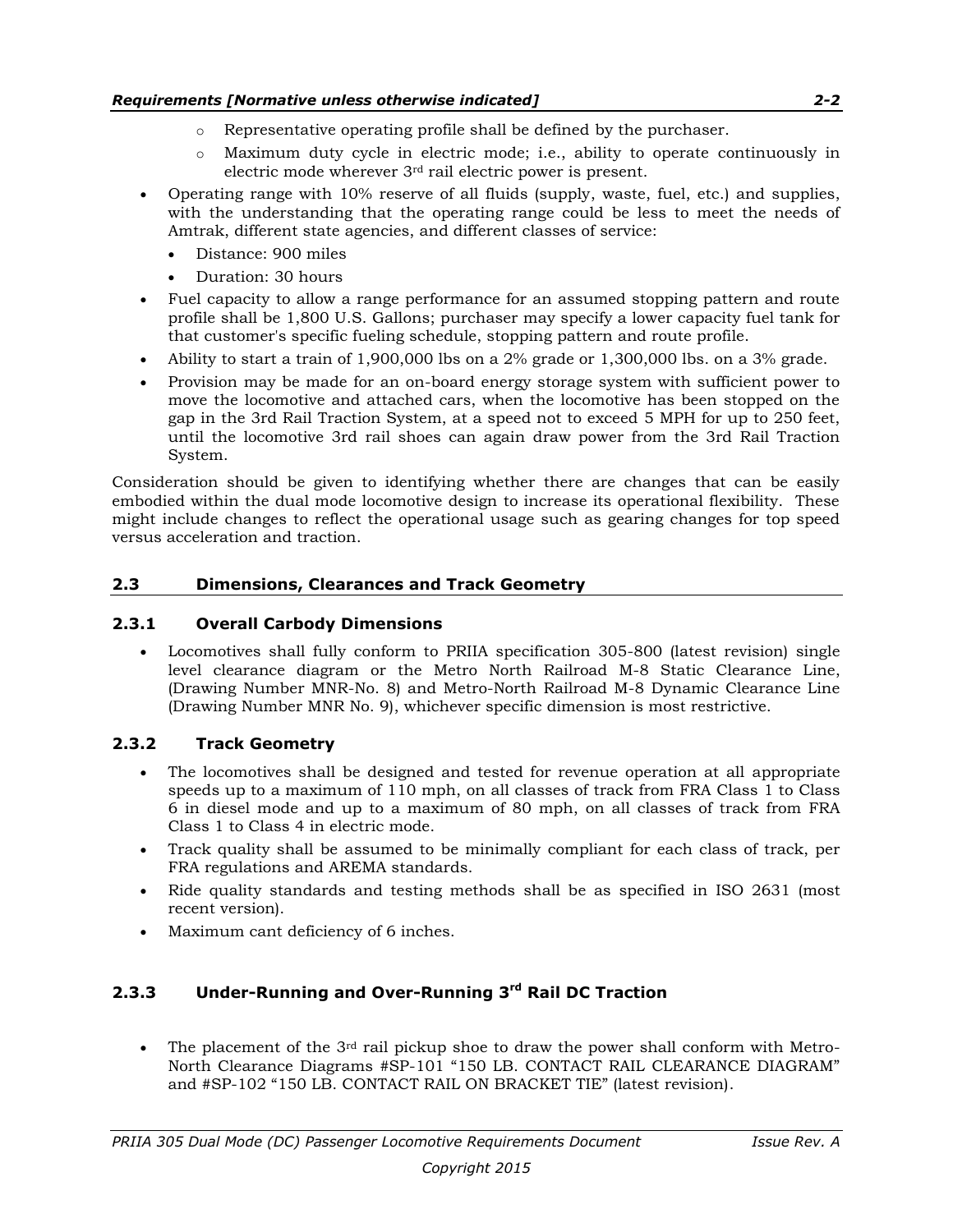- Representative operating profile shall be defined by the purchaser.
  - Maximum duty cycle in electric mode; i.e., ability to operate continuously in electric mode wherever 3rd rail electric power is present.
- Operating range with 10% reserve of all fluids (supply, waste, fuel, etc.) and supplies, with the understanding that the operating range could be less to meet the needs of Amtrak, different state agencies, and different classes of service:
  - Distance: 900 miles
  - Duration: 30 hours
- Fuel capacity to allow a range performance for an assumed stopping pattern and route profile shall be 1,800 U.S. Gallons; purchaser may specify a lower capacity fuel tank for that customer's specific fueling schedule, stopping pattern and route profile.
- Ability to start a train of 1,900,000 lbs on a 2% grade or 1,300,000 lbs. on a 3% grade.
- Provision may be made for an on-board energy storage system with sufficient power to move the locomotive and attached cars, when the locomotive has been stopped on the gap in the 3rd Rail Traction System, at a speed not to exceed 5 MPH for up to 250 feet, until the locomotive 3rd rail shoes can again draw power from the 3rd Rail Traction System.

Consideration should be given to identifying whether there are changes that can be easily embodied within the dual mode locomotive design to increase its operational flexibility. These might include changes to reflect the operational usage such as gearing changes for top speed versus acceleration and traction.

## 2.3 Dimensions, Clearances and Track Geometry

### 2.3.1 Overall Carbody Dimensions

- Locomotives shall fully conform to PRIIA specification 305-800 (latest revision) single level clearance diagram or the Metro North Railroad M-8 Static Clearance Line, (Drawing Number MNR-No. 8) and Metro-North Railroad M-8 Dynamic Clearance Line (Drawing Number MNR No. 9), whichever specific dimension is most restrictive.

### 2.3.2 Track Geometry

- The locomotives shall be designed and tested for revenue operation at all appropriate speeds up to a maximum of 110 mph, on all classes of track from FRA Class 1 to Class 6 in diesel mode and up to a maximum of 80 mph, on all classes of track from FRA Class 1 to Class 4 in electric mode.
- Track quality shall be assumed to be minimally compliant for each class of track, per FRA regulations and AREMA standards.
- Ride quality standards and testing methods shall be as specified in ISO 2631 (most recent version).
- Maximum cant deficiency of 6 inches.

### 2.3.3 Under-Running and Over-Running 3rd Rail DC Traction

- The placement of the 3rd rail pickup shoe to draw the power shall conform with Metro-North Clearance Diagrams #SP-101 "150 LB. CONTACT RAIL CLEARANCE DIAGRAM" and #SP-102 "150 LB. CONTACT RAIL ON BRACKET TIE" (latest revision).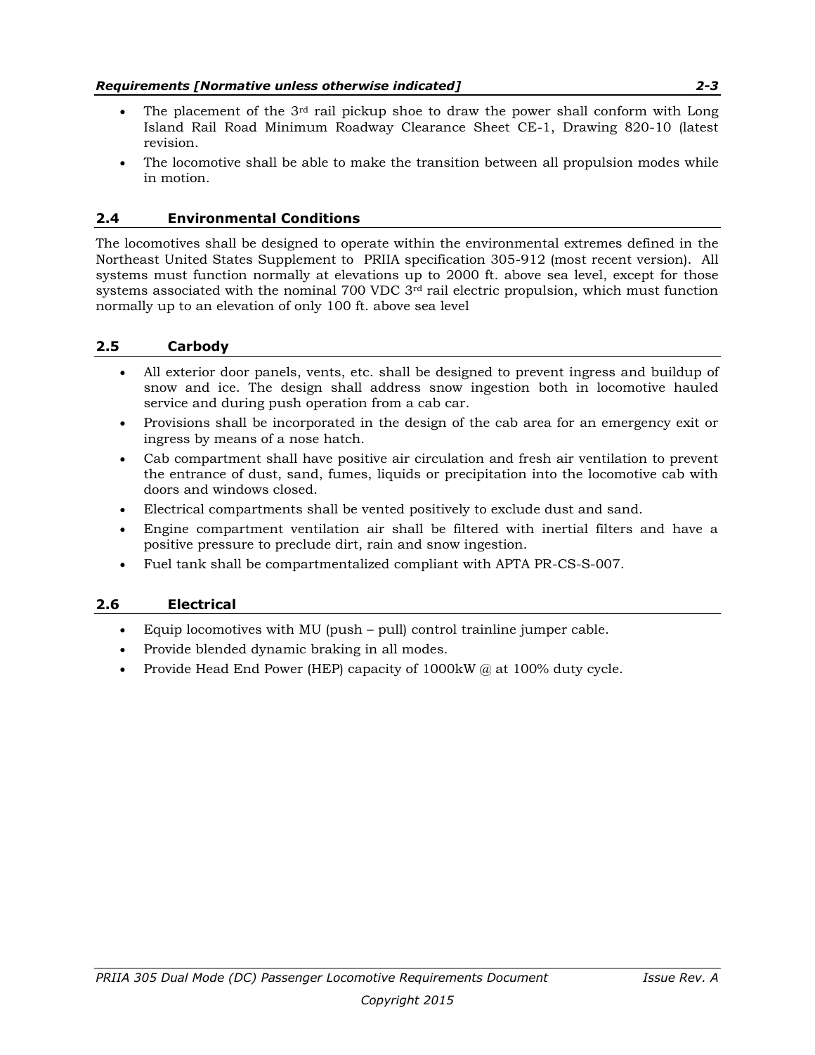- The placement of the 3rd rail pickup shoe to draw the power shall conform with Long Island Rail Road Minimum Roadway Clearance Sheet CE-1, Drawing 820-10 (latest revision.
- The locomotive shall be able to make the transition between all propulsion modes while in motion.

## 2.4 Environmental Conditions

The locomotives shall be designed to operate within the environmental extremes defined in the Northeast United States Supplement to PRIIA specification 305-912 (most recent version). All systems must function normally at elevations up to 2000 ft. above sea level, except for those systems associated with the nominal 700 VDC 3rd rail electric propulsion, which must function normally up to an elevation of only 100 ft. above sea level

## 2.5 Carbody

- All exterior door panels, vents, etc. shall be designed to prevent ingress and buildup of snow and ice. The design shall address snow ingestion both in locomotive hauled service and during push operation from a cab car.
- Provisions shall be incorporated in the design of the cab area for an emergency exit or ingress by means of a nose hatch.
- Cab compartment shall have positive air circulation and fresh air ventilation to prevent the entrance of dust, sand, fumes, liquids or precipitation into the locomotive cab with doors and windows closed.
- Electrical compartments shall be vented positively to exclude dust and sand.
- Engine compartment ventilation air shall be filtered with inertial filters and have a positive pressure to preclude dirt, rain and snow ingestion.
- Fuel tank shall be compartmentalized compliant with APTA PR-CS-S-007.

## 2.6 Electrical

- Equip locomotives with MU (push – pull) control trainline jumper cable.
- Provide blended dynamic braking in all modes.
- Provide Head End Power (HEP) capacity of 1000kW @ at 100% duty cycle.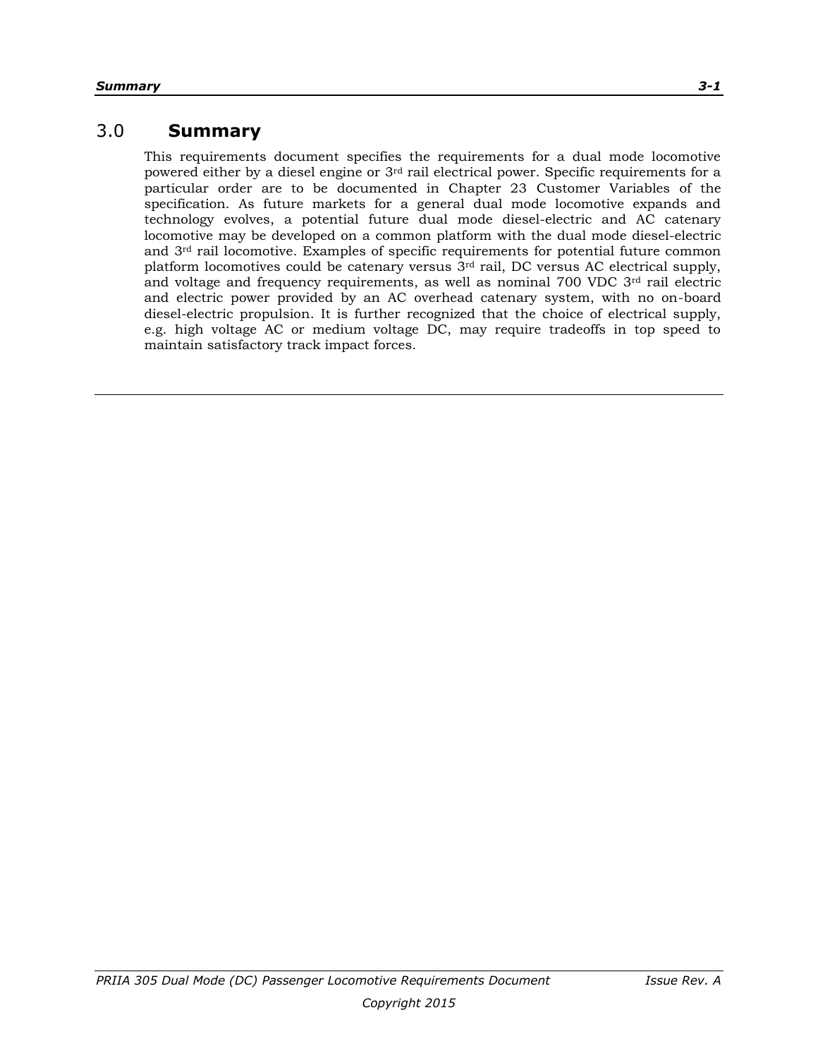# 3.0 Summary

This requirements document specifies the requirements for a dual mode locomotive powered either by a diesel engine or 3rd rail electrical power. Specific requirements for a particular order are to be documented in Chapter 23 Customer Variables of the specification. As future markets for a general dual mode locomotive expands and technology evolves, a potential future dual mode diesel-electric and AC catenary locomotive may be developed on a common platform with the dual mode diesel-electric and 3rd rail locomotive. Examples of specific requirements for potential future common platform locomotives could be catenary versus 3rd rail, DC versus AC electrical supply, and voltage and frequency requirements, as well as nominal 700 VDC 3rd rail electric and electric power provided by an AC overhead catenary system, with no on-board diesel-electric propulsion. It is further recognized that the choice of electrical supply, e.g. high voltage AC or medium voltage DC, may require tradeoffs in top speed to maintain satisfactory track impact forces.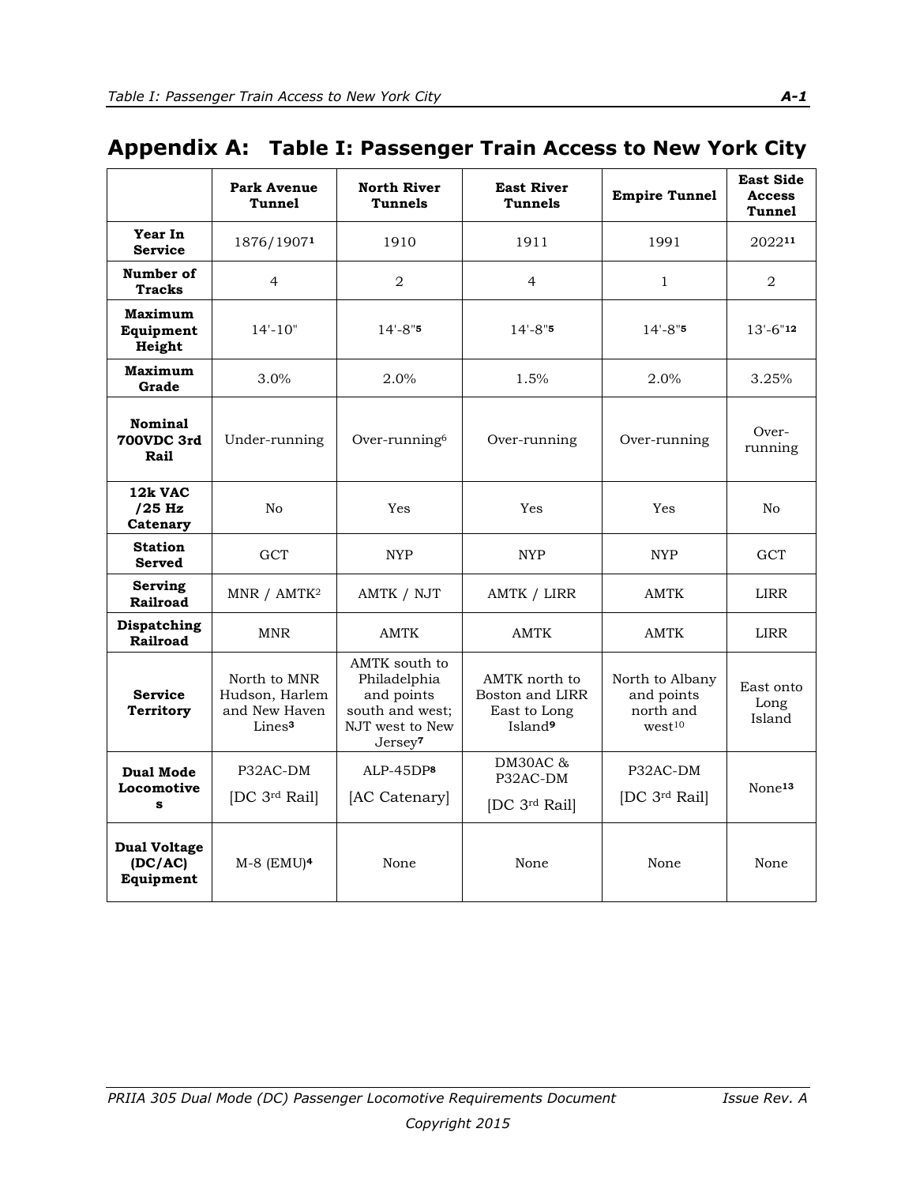# Appendix A: Table I: Passenger Train Access to New York City

| | Park Avenue Tunnel | North River Tunnels | East River Tunnels | Empire Tunnel | East Side Access Tunnel |
|---|---|---|---|---|---|
| **Year In Service** | 1876/1907[1] | 1910 | 1911 | 1991 | 2022[11] |
| **Number of Tracks** | 4 | 2 | 4 | 1 | 2 |
| **Maximum Equipment Height** | 14'-10" | 14'-8"[5] | 14'-8"[5] | 14'-8"[5] | 13'-6"[12] |
| **Maximum Grade** | 3.0% | 2.0% | 1.5% | 2.0% | 3.25% |
| **Nominal 700VDC 3rd Rail** | Under-running | Over-running[6] | Over-running | Over-running | Over-running |
| **12k VAC /25 Hz Catenary** | No | Yes | Yes | Yes | No |
| **Station Served** | GCT | NYP | NYP | NYP | GCT |
| **Serving Railroad** | MNR / AMTK[2] | AMTK / NJT | AMTK / LIRR | AMTK | LIRR |
| **Dispatching Railroad** | MNR | AMTK | AMTK | AMTK | LIRR |
| **Service Territory** | North to MNR Hudson, Harlem and New Haven Lines[3] | AMTK south to Philadelphia and points south and west; NJT west to New Jersey[7] | AMTK north to Boston and LIRR East to Long Island[9] | North to Albany and points north and west[10] | East onto Long Island |
| **Dual Mode Locomotives** | P32AC-DM [DC 3rd Rail] | ALP-45DP[8] [AC Catenary] | DM30AC & P32AC-DM [DC 3rd Rail] | P32AC-DM [DC 3rd Rail] | None[13] |
| **Dual Voltage (DC/AC) Equipment** | M-8 (EMU)[4] | None | None | None | None |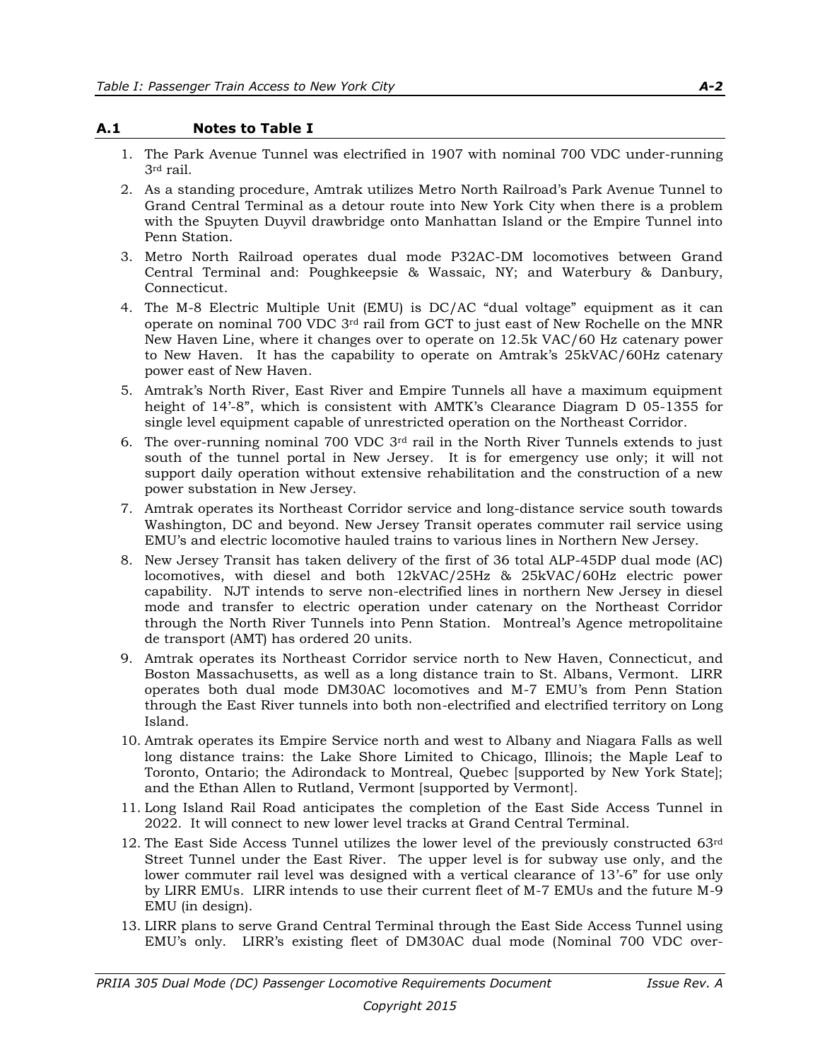## A.1 Notes to Table I

1. The Park Avenue Tunnel was electrified in 1907 with nominal 700 VDC under-running 3rd rail.
2. As a standing procedure, Amtrak utilizes Metro North Railroad's Park Avenue Tunnel to Grand Central Terminal as a detour route into New York City when there is a problem with the Spuyten Duyvil drawbridge onto Manhattan Island or the Empire Tunnel into Penn Station.
3. Metro North Railroad operates dual mode P32AC-DM locomotives between Grand Central Terminal and: Poughkeepsie & Wassaic, NY; and Waterbury & Danbury, Connecticut.
4. The M-8 Electric Multiple Unit (EMU) is DC/AC "dual voltage" equipment as it can operate on nominal 700 VDC 3rd rail from GCT to just east of New Rochelle on the MNR New Haven Line, where it changes over to operate on 12.5k VAC/60 Hz catenary power to New Haven. It has the capability to operate on Amtrak's 25kVAC/60Hz catenary power east of New Haven.
5. Amtrak's North River, East River and Empire Tunnels all have a maximum equipment height of 14'-8", which is consistent with AMTK's Clearance Diagram D 05-1355 for single level equipment capable of unrestricted operation on the Northeast Corridor.
6. The over-running nominal 700 VDC 3rd rail in the North River Tunnels extends to just south of the tunnel portal in New Jersey. It is for emergency use only; it will not support daily operation without extensive rehabilitation and the construction of a new power substation in New Jersey.
7. Amtrak operates its Northeast Corridor service and long-distance service south towards Washington, DC and beyond. New Jersey Transit operates commuter rail service using EMU's and electric locomotive hauled trains to various lines in Northern New Jersey.
8. New Jersey Transit has taken delivery of the first of 36 total ALP-45DP dual mode (AC) locomotives, with diesel and both 12kVAC/25Hz & 25kVAC/60Hz electric power capability. NJT intends to serve non-electrified lines in northern New Jersey in diesel mode and transfer to electric operation under catenary on the Northeast Corridor through the North River Tunnels into Penn Station. Montreal's Agence metropolitaine de transport (AMT) has ordered 20 units.
9. Amtrak operates its Northeast Corridor service north to New Haven, Connecticut, and Boston Massachusetts, as well as a long distance train to St. Albans, Vermont. LIRR operates both dual mode DM30AC locomotives and M-7 EMU's from Penn Station through the East River tunnels into both non-electrified and electrified territory on Long Island.
10. Amtrak operates its Empire Service north and west to Albany and Niagara Falls as well long distance trains: the Lake Shore Limited to Chicago, Illinois; the Maple Leaf to Toronto, Ontario; the Adirondack to Montreal, Quebec [supported by New York State]; and the Ethan Allen to Rutland, Vermont [supported by Vermont].
11. Long Island Rail Road anticipates the completion of the East Side Access Tunnel in 2022. It will connect to new lower level tracks at Grand Central Terminal.
12. The East Side Access Tunnel utilizes the lower level of the previously constructed 63rd Street Tunnel under the East River. The upper level is for subway use only, and the lower commuter rail level was designed with a vertical clearance of 13'-6" for use only by LIRR EMUs. LIRR intends to use their current fleet of M-7 EMUs and the future M-9 EMU (in design).
13. LIRR plans to serve Grand Central Terminal through the East Side Access Tunnel using EMU's only. LIRR's existing fleet of DM30AC dual mode (Nominal 700 VDC over-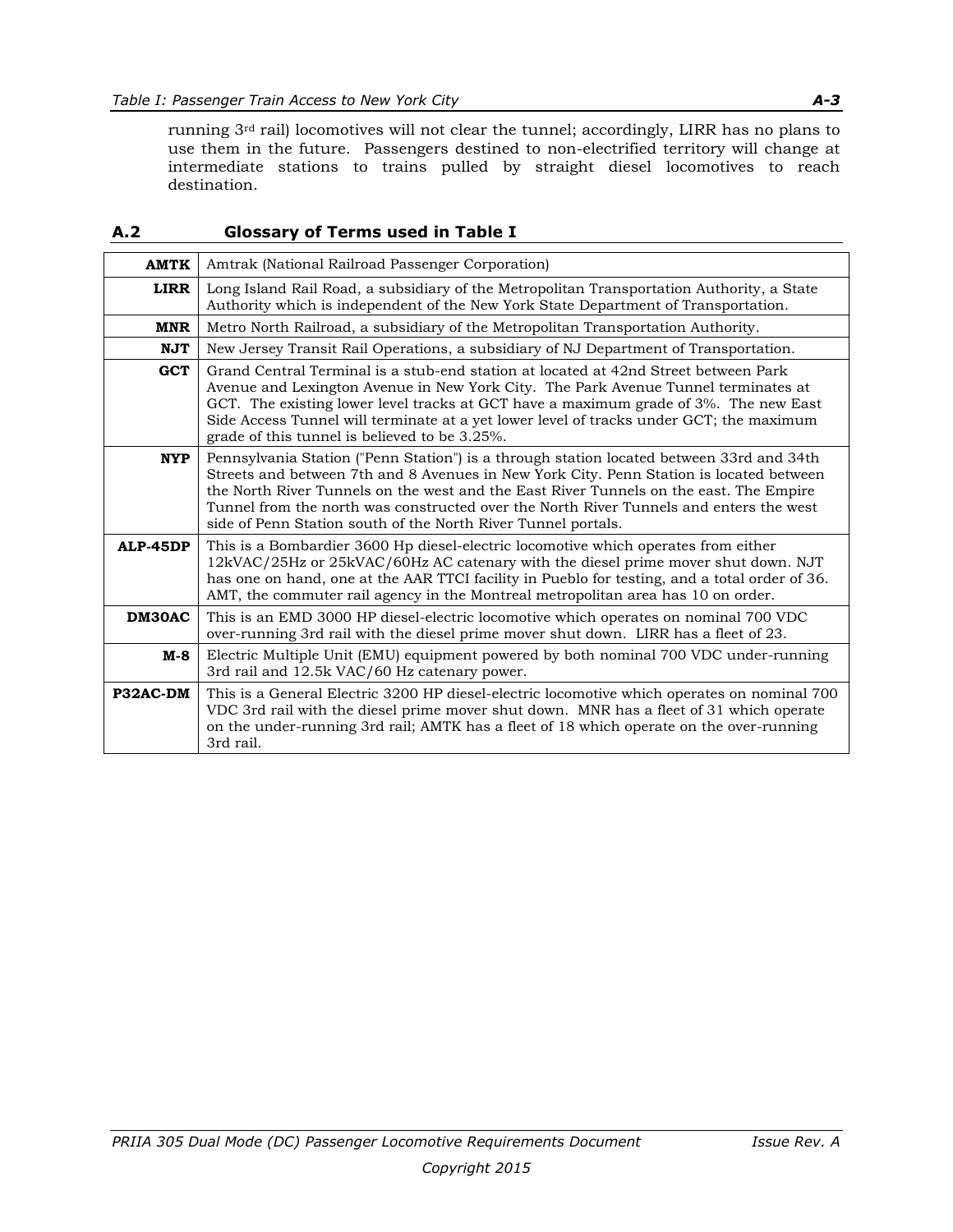running 3rd rail) locomotives will not clear the tunnel; accordingly, LIRR has no plans to use them in the future. Passengers destined to non-electrified territory will change at intermediate stations to trains pulled by straight diesel locomotives to reach destination.

## A.2 Glossary of Terms used in Table I

| | |
|---|---|
| **AMTK** | Amtrak (National Railroad Passenger Corporation) |
| **LIRR** | Long Island Rail Road, a subsidiary of the Metropolitan Transportation Authority, a State Authority which is independent of the New York State Department of Transportation. |
| **MNR** | Metro North Railroad, a subsidiary of the Metropolitan Transportation Authority. |
| **NJT** | New Jersey Transit Rail Operations, a subsidiary of NJ Department of Transportation. |
| **GCT** | Grand Central Terminal is a stub-end station at located at 42nd Street between Park Avenue and Lexington Avenue in New York City. The Park Avenue Tunnel terminates at GCT. The existing lower level tracks at GCT have a maximum grade of 3%. The new East Side Access Tunnel will terminate at a yet lower level of tracks under GCT; the maximum grade of this tunnel is believed to be 3.25%. |
| **NYP** | Pennsylvania Station ("Penn Station") is a through station located between 33rd and 34th Streets and between 7th and 8 Avenues in New York City. Penn Station is located between the North River Tunnels on the west and the East River Tunnels on the east. The Empire Tunnel from the north was constructed over the North River Tunnels and enters the west side of Penn Station south of the North River Tunnel portals. |
| **ALP-45DP** | This is a Bombardier 3600 Hp diesel-electric locomotive which operates from either 12kVAC/25Hz or 25kVAC/60Hz AC catenary with the diesel prime mover shut down. NJT has one on hand, one at the AAR TTCI facility in Pueblo for testing, and a total order of 36. AMT, the commuter rail agency in the Montreal metropolitan area has 10 on order. |
| **DM30AC** | This is an EMD 3000 HP diesel-electric locomotive which operates on nominal 700 VDC over-running 3rd rail with the diesel prime mover shut down. LIRR has a fleet of 23. |
| **M-8** | Electric Multiple Unit (EMU) equipment powered by both nominal 700 VDC under-running 3rd rail and 12.5k VAC/60 Hz catenary power. |
| **P32AC-DM** | This is a General Electric 3200 HP diesel-electric locomotive which operates on nominal 700 VDC 3rd rail with the diesel prime mover shut down. MNR has a fleet of 31 which operate on the under-running 3rd rail; AMTK has a fleet of 18 which operate on the over-running 3rd rail. |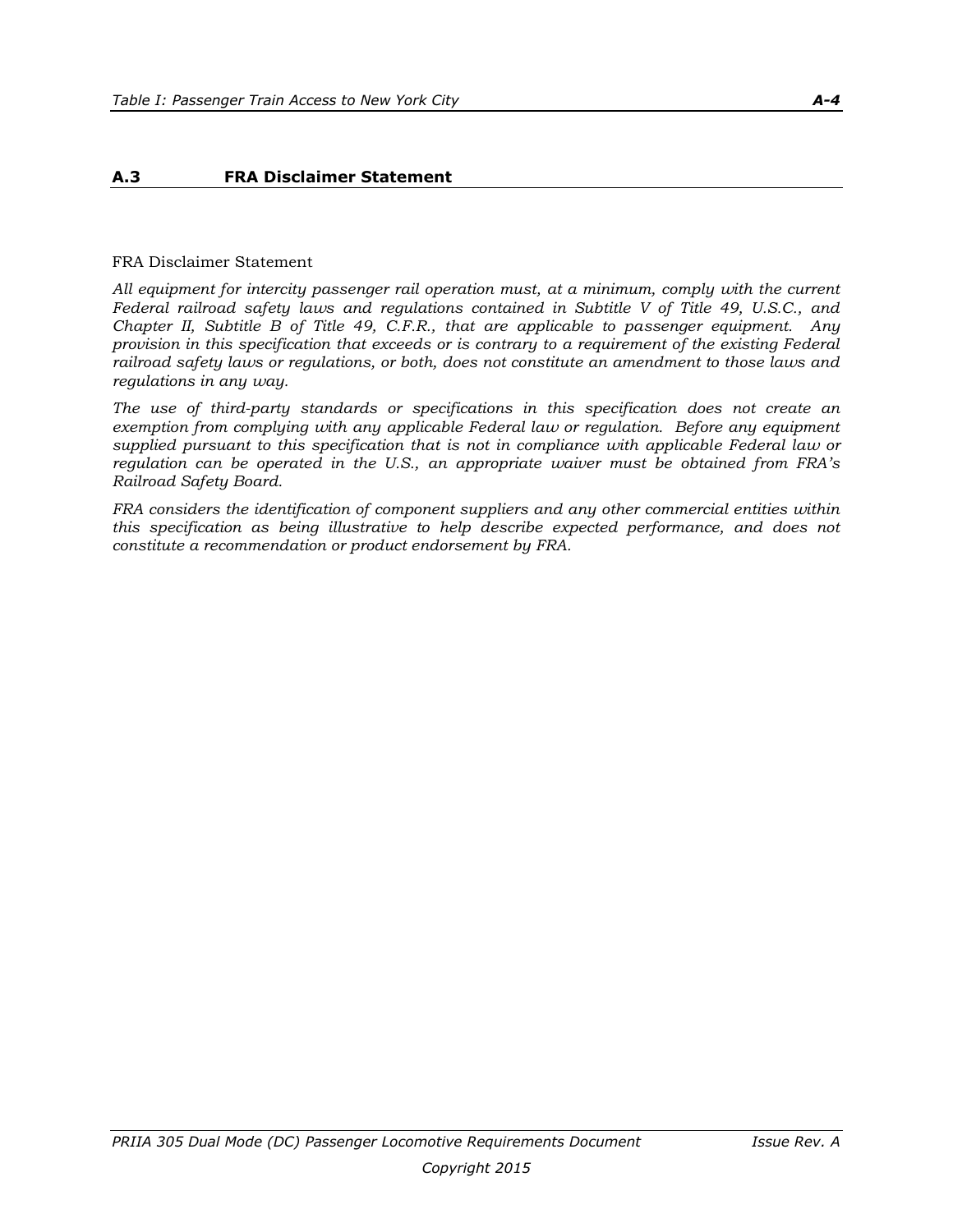## A.3 FRA Disclaimer Statement

FRA Disclaimer Statement

*All equipment for intercity passenger rail operation must, at a minimum, comply with the current Federal railroad safety laws and regulations contained in Subtitle V of Title 49, U.S.C., and Chapter II, Subtitle B of Title 49, C.F.R., that are applicable to passenger equipment. Any provision in this specification that exceeds or is contrary to a requirement of the existing Federal railroad safety laws or regulations, or both, does not constitute an amendment to those laws and regulations in any way.*

*The use of third-party standards or specifications in this specification does not create an exemption from complying with any applicable Federal law or regulation. Before any equipment supplied pursuant to this specification that is not in compliance with applicable Federal law or regulation can be operated in the U.S., an appropriate waiver must be obtained from FRA's Railroad Safety Board.*

*FRA considers the identification of component suppliers and any other commercial entities within this specification as being illustrative to help describe expected performance, and does not constitute a recommendation or product endorsement by FRA.*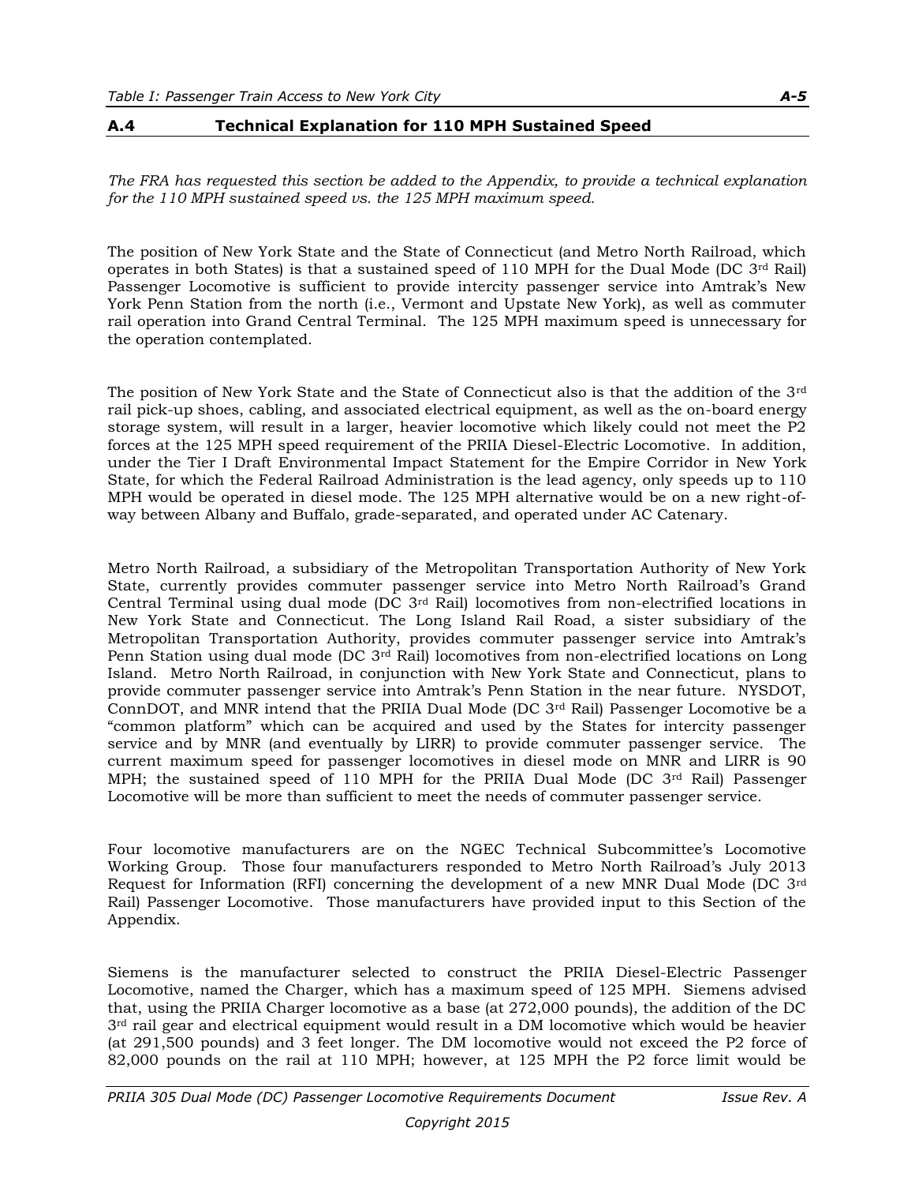## A.4 Technical Explanation for 110 MPH Sustained Speed

*The FRA has requested this section be added to the Appendix, to provide a technical explanation for the 110 MPH sustained speed vs. the 125 MPH maximum speed.*

The position of New York State and the State of Connecticut (and Metro North Railroad, which operates in both States) is that a sustained speed of 110 MPH for the Dual Mode (DC 3rd Rail) Passenger Locomotive is sufficient to provide intercity passenger service into Amtrak's New York Penn Station from the north (i.e., Vermont and Upstate New York), as well as commuter rail operation into Grand Central Terminal. The 125 MPH maximum speed is unnecessary for the operation contemplated.

The position of New York State and the State of Connecticut also is that the addition of the 3rd rail pick-up shoes, cabling, and associated electrical equipment, as well as the on-board energy storage system, will result in a larger, heavier locomotive which likely could not meet the P2 forces at the 125 MPH speed requirement of the PRIIA Diesel-Electric Locomotive. In addition, under the Tier I Draft Environmental Impact Statement for the Empire Corridor in New York State, for which the Federal Railroad Administration is the lead agency, only speeds up to 110 MPH would be operated in diesel mode. The 125 MPH alternative would be on a new right-of-way between Albany and Buffalo, grade-separated, and operated under AC Catenary.

Metro North Railroad, a subsidiary of the Metropolitan Transportation Authority of New York State, currently provides commuter passenger service into Metro North Railroad's Grand Central Terminal using dual mode (DC 3rd Rail) locomotives from non-electrified locations in New York State and Connecticut. The Long Island Rail Road, a sister subsidiary of the Metropolitan Transportation Authority, provides commuter passenger service into Amtrak's Penn Station using dual mode (DC 3rd Rail) locomotives from non-electrified locations on Long Island. Metro North Railroad, in conjunction with New York State and Connecticut, plans to provide commuter passenger service into Amtrak's Penn Station in the near future. NYSDOT, ConnDOT, and MNR intend that the PRIIA Dual Mode (DC 3rd Rail) Passenger Locomotive be a "common platform" which can be acquired and used by the States for intercity passenger service and by MNR (and eventually by LIRR) to provide commuter passenger service. The current maximum speed for passenger locomotives in diesel mode on MNR and LIRR is 90 MPH; the sustained speed of 110 MPH for the PRIIA Dual Mode (DC 3rd Rail) Passenger Locomotive will be more than sufficient to meet the needs of commuter passenger service.

Four locomotive manufacturers are on the NGEC Technical Subcommittee's Locomotive Working Group. Those four manufacturers responded to Metro North Railroad's July 2013 Request for Information (RFI) concerning the development of a new MNR Dual Mode (DC 3rd Rail) Passenger Locomotive. Those manufacturers have provided input to this Section of the Appendix.

Siemens is the manufacturer selected to construct the PRIIA Diesel-Electric Passenger Locomotive, named the Charger, which has a maximum speed of 125 MPH. Siemens advised that, using the PRIIA Charger locomotive as a base (at 272,000 pounds), the addition of the DC 3rd rail gear and electrical equipment would result in a DM locomotive which would be heavier (at 291,500 pounds) and 3 feet longer. The DM locomotive would not exceed the P2 force of 82,000 pounds on the rail at 110 MPH; however, at 125 MPH the P2 force limit would be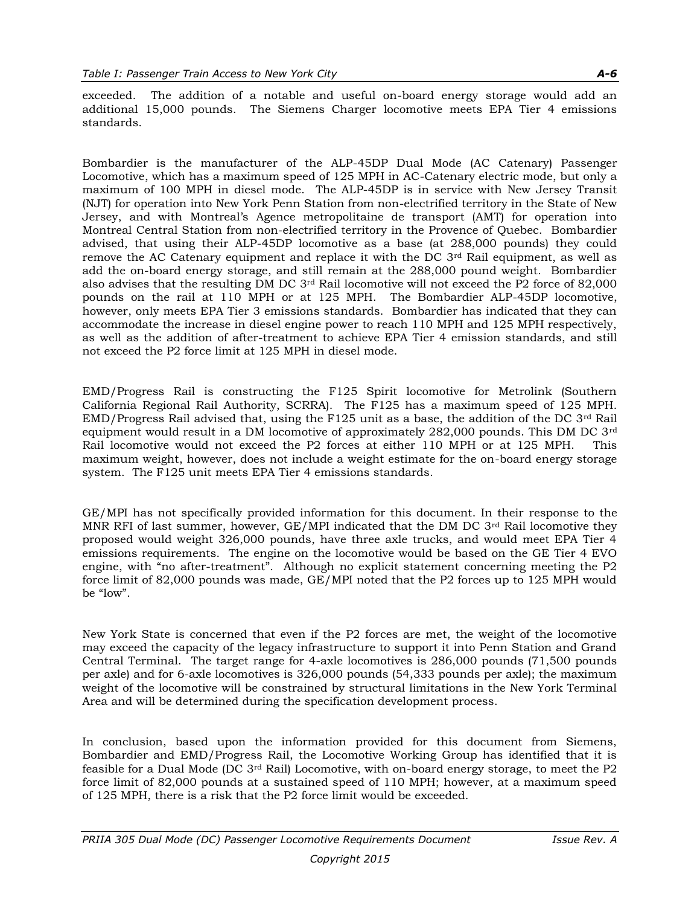exceeded. The addition of a notable and useful on-board energy storage would add an additional 15,000 pounds. The Siemens Charger locomotive meets EPA Tier 4 emissions standards.

Bombardier is the manufacturer of the ALP-45DP Dual Mode (AC Catenary) Passenger Locomotive, which has a maximum speed of 125 MPH in AC-Catenary electric mode, but only a maximum of 100 MPH in diesel mode. The ALP-45DP is in service with New Jersey Transit (NJT) for operation into New York Penn Station from non-electrified territory in the State of New Jersey, and with Montreal's Agence metropolitaine de transport (AMT) for operation into Montreal Central Station from non-electrified territory in the Provence of Quebec. Bombardier advised, that using their ALP-45DP locomotive as a base (at 288,000 pounds) they could remove the AC Catenary equipment and replace it with the DC 3rd Rail equipment, as well as add the on-board energy storage, and still remain at the 288,000 pound weight. Bombardier also advises that the resulting DM DC 3rd Rail locomotive will not exceed the P2 force of 82,000 pounds on the rail at 110 MPH or at 125 MPH. The Bombardier ALP-45DP locomotive, however, only meets EPA Tier 3 emissions standards. Bombardier has indicated that they can accommodate the increase in diesel engine power to reach 110 MPH and 125 MPH respectively, as well as the addition of after-treatment to achieve EPA Tier 4 emission standards, and still not exceed the P2 force limit at 125 MPH in diesel mode.

EMD/Progress Rail is constructing the F125 Spirit locomotive for Metrolink (Southern California Regional Rail Authority, SCRRA). The F125 has a maximum speed of 125 MPH. EMD/Progress Rail advised that, using the F125 unit as a base, the addition of the DC 3rd Rail equipment would result in a DM locomotive of approximately 282,000 pounds. This DM DC 3rd Rail locomotive would not exceed the P2 forces at either 110 MPH or at 125 MPH. This maximum weight, however, does not include a weight estimate for the on-board energy storage system. The F125 unit meets EPA Tier 4 emissions standards.

GE/MPI has not specifically provided information for this document. In their response to the MNR RFI of last summer, however, GE/MPI indicated that the DM DC 3rd Rail locomotive they proposed would weight 326,000 pounds, have three axle trucks, and would meet EPA Tier 4 emissions requirements. The engine on the locomotive would be based on the GE Tier 4 EVO engine, with "no after-treatment". Although no explicit statement concerning meeting the P2 force limit of 82,000 pounds was made, GE/MPI noted that the P2 forces up to 125 MPH would be "low".

New York State is concerned that even if the P2 forces are met, the weight of the locomotive may exceed the capacity of the legacy infrastructure to support it into Penn Station and Grand Central Terminal. The target range for 4-axle locomotives is 286,000 pounds (71,500 pounds per axle) and for 6-axle locomotives is 326,000 pounds (54,333 pounds per axle); the maximum weight of the locomotive will be constrained by structural limitations in the New York Terminal Area and will be determined during the specification development process.

In conclusion, based upon the information provided for this document from Siemens, Bombardier and EMD/Progress Rail, the Locomotive Working Group has identified that it is feasible for a Dual Mode (DC 3rd Rail) Locomotive, with on-board energy storage, to meet the P2 force limit of 82,000 pounds at a sustained speed of 110 MPH; however, at a maximum speed of 125 MPH, there is a risk that the P2 force limit would be exceeded.